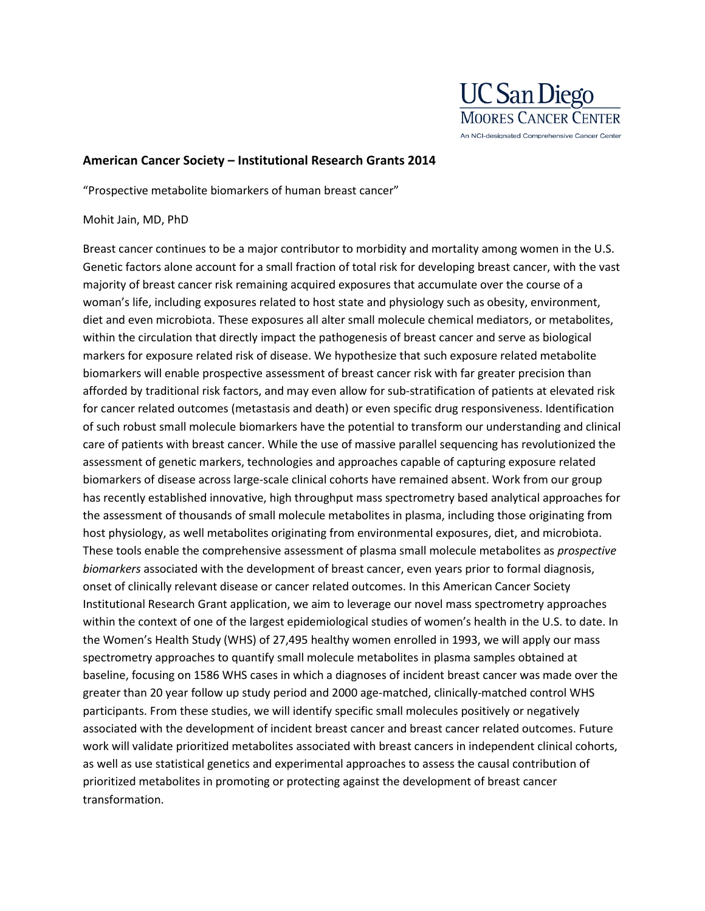UC San Diego
MOORES CANCER CENTER
An NCI-designated Comprehensive Cancer Center

**American Cancer Society – Institutional Research Grants 2014**

"Prospective metabolite biomarkers of human breast cancer"

Mohit Jain, MD, PhD

Breast cancer continues to be a major contributor to morbidity and mortality among women in the U.S. Genetic factors alone account for a small fraction of total risk for developing breast cancer, with the vast majority of breast cancer risk remaining acquired exposures that accumulate over the course of a woman's life, including exposures related to host state and physiology such as obesity, environment, diet and even microbiota. These exposures all alter small molecule chemical mediators, or metabolites, within the circulation that directly impact the pathogenesis of breast cancer and serve as biological markers for exposure related risk of disease. We hypothesize that such exposure related metabolite biomarkers will enable prospective assessment of breast cancer risk with far greater precision than afforded by traditional risk factors, and may even allow for sub-stratification of patients at elevated risk for cancer related outcomes (metastasis and death) or even specific drug responsiveness. Identification of such robust small molecule biomarkers have the potential to transform our understanding and clinical care of patients with breast cancer. While the use of massive parallel sequencing has revolutionized the assessment of genetic markers, technologies and approaches capable of capturing exposure related biomarkers of disease across large-scale clinical cohorts have remained absent. Work from our group has recently established innovative, high throughput mass spectrometry based analytical approaches for the assessment of thousands of small molecule metabolites in plasma, including those originating from host physiology, as well metabolites originating from environmental exposures, diet, and microbiota. These tools enable the comprehensive assessment of plasma small molecule metabolites as *prospective biomarkers* associated with the development of breast cancer, even years prior to formal diagnosis, onset of clinically relevant disease or cancer related outcomes. In this American Cancer Society Institutional Research Grant application, we aim to leverage our novel mass spectrometry approaches within the context of one of the largest epidemiological studies of women's health in the U.S. to date. In the Women's Health Study (WHS) of 27,495 healthy women enrolled in 1993, we will apply our mass spectrometry approaches to quantify small molecule metabolites in plasma samples obtained at baseline, focusing on 1586 WHS cases in which a diagnoses of incident breast cancer was made over the greater than 20 year follow up study period and 2000 age-matched, clinically-matched control WHS participants. From these studies, we will identify specific small molecules positively or negatively associated with the development of incident breast cancer and breast cancer related outcomes. Future work will validate prioritized metabolites associated with breast cancers in independent clinical cohorts, as well as use statistical genetics and experimental approaches to assess the causal contribution of prioritized metabolites in promoting or protecting against the development of breast cancer transformation.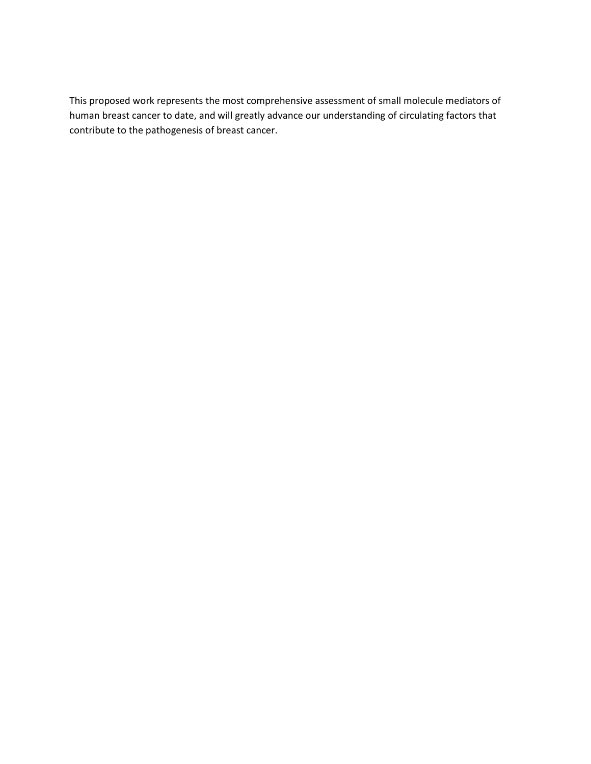This proposed work represents the most comprehensive assessment of small molecule mediators of human breast cancer to date, and will greatly advance our understanding of circulating factors that contribute to the pathogenesis of breast cancer.